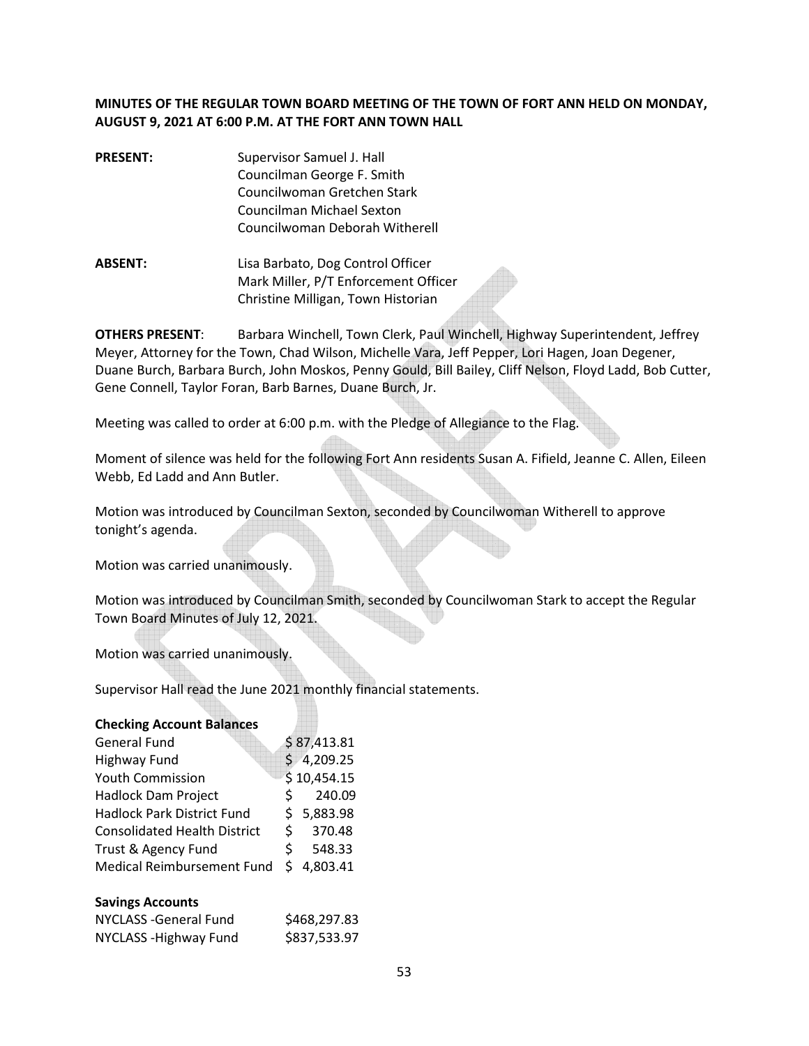**MINUTES OF THE REGULAR TOWN BOARD MEETING OF THE TOWN OF FORT ANN HELD ON MONDAY, AUGUST 9, 2021 AT 6:00 P.M. AT THE FORT ANN TOWN HALL**

**PRESENT:** Supervisor Samuel J. Hall
Councilman George F. Smith
Councilwoman Gretchen Stark
Councilman Michael Sexton
Councilwoman Deborah Witherell

**ABSENT:** Lisa Barbato, Dog Control Officer
Mark Miller, P/T Enforcement Officer
Christine Milligan, Town Historian

**OTHERS PRESENT**: Barbara Winchell, Town Clerk, Paul Winchell, Highway Superintendent, Jeffrey Meyer, Attorney for the Town, Chad Wilson, Michelle Vara, Jeff Pepper, Lori Hagen, Joan Degener, Duane Burch, Barbara Burch, John Moskos, Penny Gould, Bill Bailey, Cliff Nelson, Floyd Ladd, Bob Cutter, Gene Connell, Taylor Foran, Barb Barnes, Duane Burch, Jr.

Meeting was called to order at 6:00 p.m. with the Pledge of Allegiance to the Flag.

Moment of silence was held for the following Fort Ann residents Susan A. Fifield, Jeanne C. Allen, Eileen Webb, Ed Ladd and Ann Butler.

Motion was introduced by Councilman Sexton, seconded by Councilwoman Witherell to approve tonight's agenda.

Motion was carried unanimously.

Motion was introduced by Councilman Smith, seconded by Councilwoman Stark to accept the Regular Town Board Minutes of July 12, 2021.

Motion was carried unanimously.

Supervisor Hall read the June 2021 monthly financial statements.

**Checking Account Balances**

| Account | Balance |
|---|---|
| General Fund | $ 87,413.81 |
| Highway Fund | $ 4,209.25 |
| Youth Commission | $ 10,454.15 |
| Hadlock Dam Project | $ 240.09 |
| Hadlock Park District Fund | $ 5,883.98 |
| Consolidated Health District | $ 370.48 |
| Trust & Agency Fund | $ 548.33 |
| Medical Reimbursement Fund | $ 4,803.41 |

**Savings Accounts**

| Account | Balance |
|---|---|
| NYCLASS -General Fund | $468,297.83 |
| NYCLASS -Highway Fund | $837,533.97 |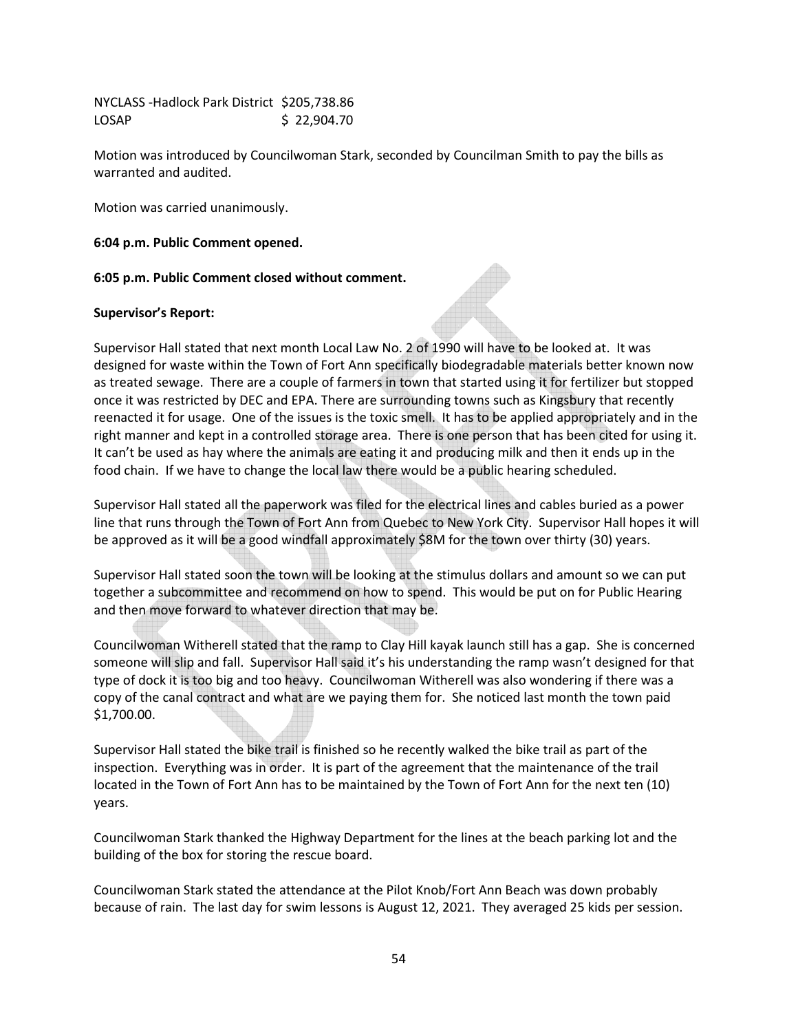| | |
|---|---|
| NYCLASS -Hadlock Park District | $205,738.86 |
| LOSAP | $ 22,904.70 |

Motion was introduced by Councilwoman Stark, seconded by Councilman Smith to pay the bills as warranted and audited.

Motion was carried unanimously.

**6:04 p.m. Public Comment opened.**

**6:05 p.m. Public Comment closed without comment.**

**Supervisor's Report:**

Supervisor Hall stated that next month Local Law No. 2 of 1990 will have to be looked at. It was designed for waste within the Town of Fort Ann specifically biodegradable materials better known now as treated sewage. There are a couple of farmers in town that started using it for fertilizer but stopped once it was restricted by DEC and EPA. There are surrounding towns such as Kingsbury that recently reenacted it for usage. One of the issues is the toxic smell. It has to be applied appropriately and in the right manner and kept in a controlled storage area. There is one person that has been cited for using it. It can't be used as hay where the animals are eating it and producing milk and then it ends up in the food chain. If we have to change the local law there would be a public hearing scheduled.

Supervisor Hall stated all the paperwork was filed for the electrical lines and cables buried as a power line that runs through the Town of Fort Ann from Quebec to New York City. Supervisor Hall hopes it will be approved as it will be a good windfall approximately $8M for the town over thirty (30) years.

Supervisor Hall stated soon the town will be looking at the stimulus dollars and amount so we can put together a subcommittee and recommend on how to spend. This would be put on for Public Hearing and then move forward to whatever direction that may be.

Councilwoman Witherell stated that the ramp to Clay Hill kayak launch still has a gap. She is concerned someone will slip and fall. Supervisor Hall said it's his understanding the ramp wasn't designed for that type of dock it is too big and too heavy. Councilwoman Witherell was also wondering if there was a copy of the canal contract and what are we paying them for. She noticed last month the town paid $1,700.00.

Supervisor Hall stated the bike trail is finished so he recently walked the bike trail as part of the inspection. Everything was in order. It is part of the agreement that the maintenance of the trail located in the Town of Fort Ann has to be maintained by the Town of Fort Ann for the next ten (10) years.

Councilwoman Stark thanked the Highway Department for the lines at the beach parking lot and the building of the box for storing the rescue board.

Councilwoman Stark stated the attendance at the Pilot Knob/Fort Ann Beach was down probably because of rain. The last day for swim lessons is August 12, 2021. They averaged 25 kids per session.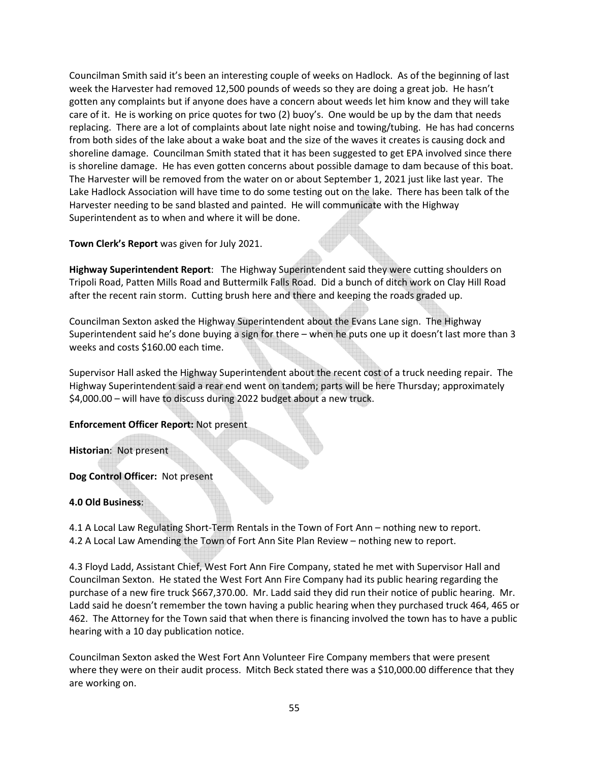Councilman Smith said it's been an interesting couple of weeks on Hadlock. As of the beginning of last week the Harvester had removed 12,500 pounds of weeds so they are doing a great job. He hasn't gotten any complaints but if anyone does have a concern about weeds let him know and they will take care of it. He is working on price quotes for two (2) buoy's. One would be up by the dam that needs replacing. There are a lot of complaints about late night noise and towing/tubing. He has had concerns from both sides of the lake about a wake boat and the size of the waves it creates is causing dock and shoreline damage. Councilman Smith stated that it has been suggested to get EPA involved since there is shoreline damage. He has even gotten concerns about possible damage to dam because of this boat. The Harvester will be removed from the water on or about September 1, 2021 just like last year. The Lake Hadlock Association will have time to do some testing out on the lake. There has been talk of the Harvester needing to be sand blasted and painted. He will communicate with the Highway Superintendent as to when and where it will be done.

**Town Clerk's Report** was given for July 2021.

**Highway Superintendent Report**: The Highway Superintendent said they were cutting shoulders on Tripoli Road, Patten Mills Road and Buttermilk Falls Road. Did a bunch of ditch work on Clay Hill Road after the recent rain storm. Cutting brush here and there and keeping the roads graded up.

Councilman Sexton asked the Highway Superintendent about the Evans Lane sign. The Highway Superintendent said he's done buying a sign for there – when he puts one up it doesn't last more than 3 weeks and costs $160.00 each time.

Supervisor Hall asked the Highway Superintendent about the recent cost of a truck needing repair. The Highway Superintendent said a rear end went on tandem; parts will be here Thursday; approximately $4,000.00 – will have to discuss during 2022 budget about a new truck.

**Enforcement Officer Report:** Not present

**Historian**: Not present

**Dog Control Officer:** Not present

**4.0 Old Business**:

4.1 A Local Law Regulating Short-Term Rentals in the Town of Fort Ann – nothing new to report.
4.2 A Local Law Amending the Town of Fort Ann Site Plan Review – nothing new to report.

4.3 Floyd Ladd, Assistant Chief, West Fort Ann Fire Company, stated he met with Supervisor Hall and Councilman Sexton. He stated the West Fort Ann Fire Company had its public hearing regarding the purchase of a new fire truck $667,370.00. Mr. Ladd said they did run their notice of public hearing. Mr. Ladd said he doesn't remember the town having a public hearing when they purchased truck 464, 465 or 462. The Attorney for the Town said that when there is financing involved the town has to have a public hearing with a 10 day publication notice.

Councilman Sexton asked the West Fort Ann Volunteer Fire Company members that were present where they were on their audit process. Mitch Beck stated there was a $10,000.00 difference that they are working on.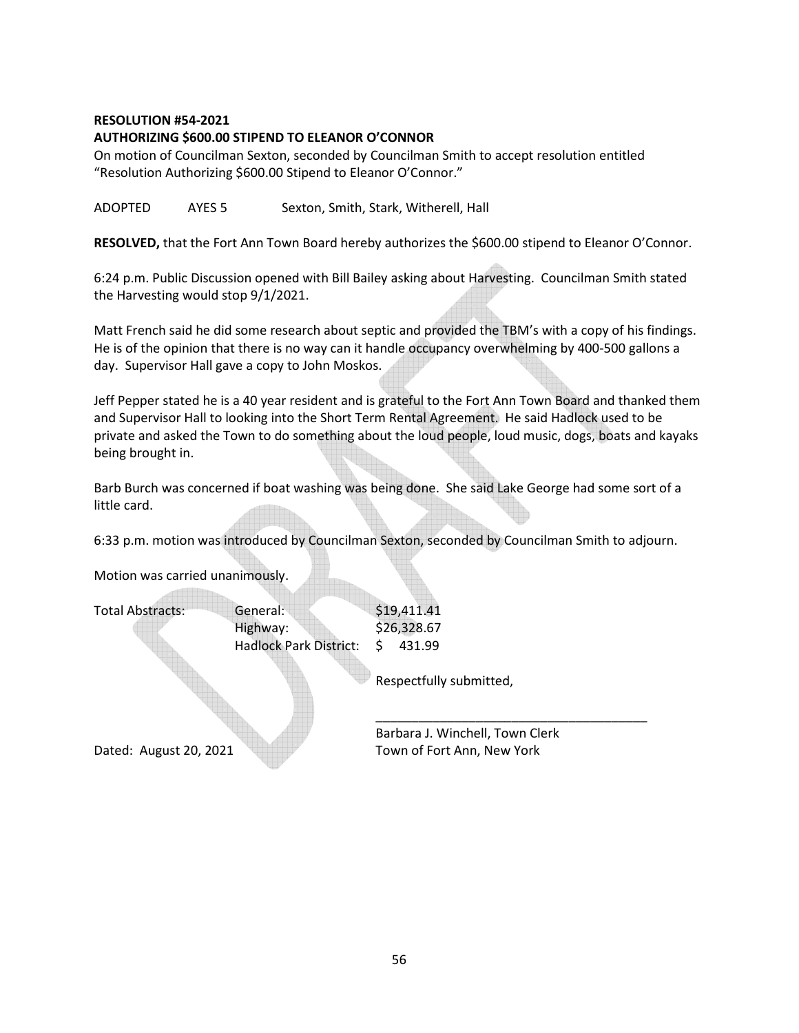**RESOLUTION #54-2021**
**AUTHORIZING $600.00 STIPEND TO ELEANOR O'CONNOR**

On motion of Councilman Sexton, seconded by Councilman Smith to accept resolution entitled "Resolution Authorizing $600.00 Stipend to Eleanor O'Connor."

ADOPTED AYES 5 Sexton, Smith, Stark, Witherell, Hall

**RESOLVED,** that the Fort Ann Town Board hereby authorizes the $600.00 stipend to Eleanor O'Connor.

6:24 p.m. Public Discussion opened with Bill Bailey asking about Harvesting. Councilman Smith stated the Harvesting would stop 9/1/2021.

Matt French said he did some research about septic and provided the TBM's with a copy of his findings. He is of the opinion that there is no way can it handle occupancy overwhelming by 400-500 gallons a day. Supervisor Hall gave a copy to John Moskos.

Jeff Pepper stated he is a 40 year resident and is grateful to the Fort Ann Town Board and thanked them and Supervisor Hall to looking into the Short Term Rental Agreement. He said Hadlock used to be private and asked the Town to do something about the loud people, loud music, dogs, boats and kayaks being brought in.

Barb Burch was concerned if boat washing was being done. She said Lake George had some sort of a little card.

6:33 p.m. motion was introduced by Councilman Sexton, seconded by Councilman Smith to adjourn.

Motion was carried unanimously.

| | | |
|---|---|---|
| Total Abstracts: | General: | $19,411.41 |
| | Highway: | $26,328.67 |
| | Hadlock Park District: | $ 431.99 |

Respectfully submitted,

_______________________________________

Barbara J. Winchell, Town Clerk
Town of Fort Ann, New York

Dated: August 20, 2021